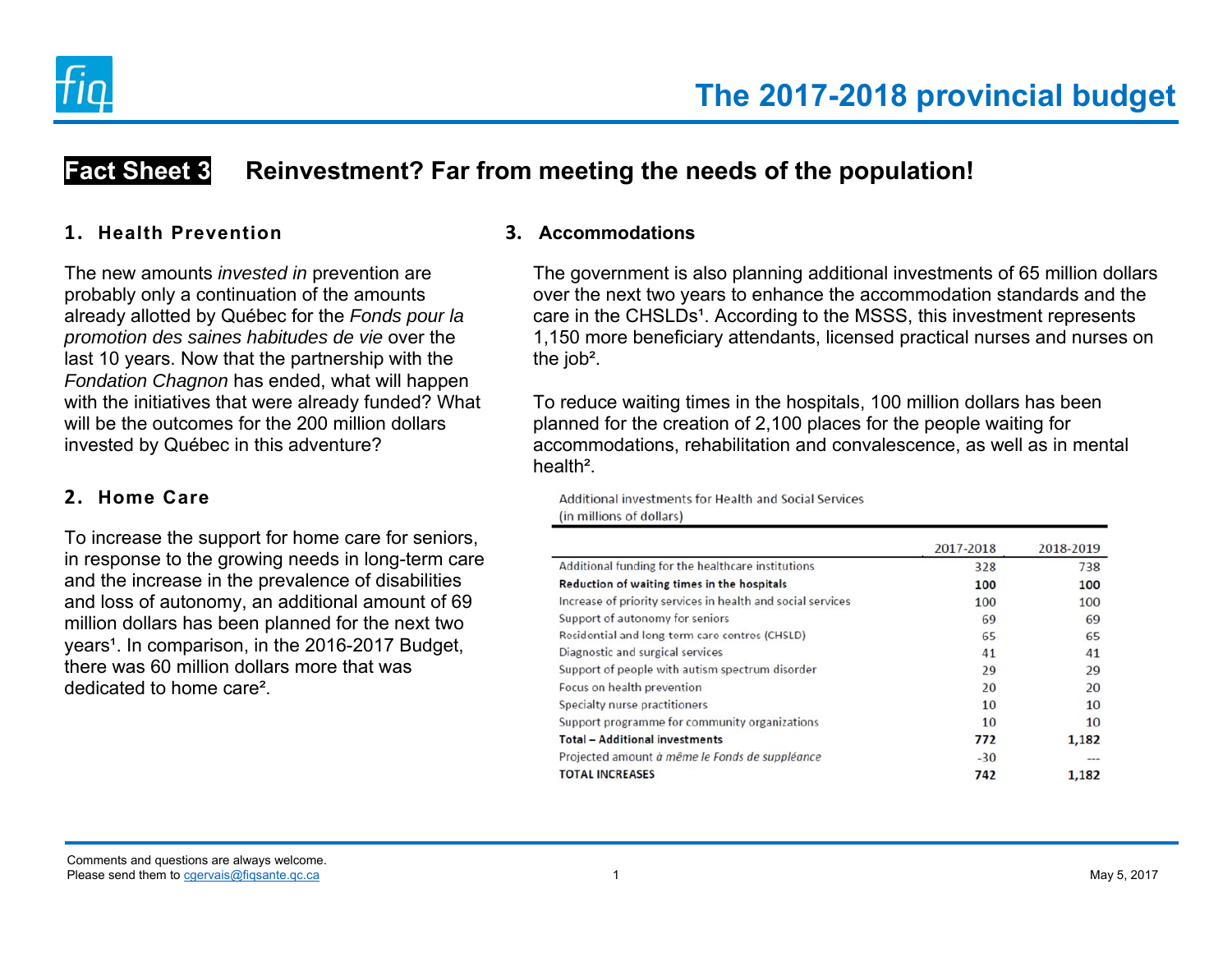# The 2017-2018 provincial budget

## Fact Sheet 3 Reinvestment? Far from meeting the needs of the population!

### 1. Health Prevention

The new amounts *invested in* prevention are probably only a continuation of the amounts already allotted by Québec for the *Fonds pour la promotion des saines habitudes de vie* over the last 10 years. Now that the partnership with the *Fondation Chagnon* has ended, what will happen with the initiatives that were already funded? What will be the outcomes for the 200 million dollars invested by Québec in this adventure?

### 2. Home Care

To increase the support for home care for seniors, in response to the growing needs in long-term care and the increase in the prevalence of disabilities and loss of autonomy, an additional amount of 69 million dollars has been planned for the next two years[1]. In comparison, in the 2016-2017 Budget, there was 60 million dollars more that was dedicated to home care[2].

### 3. Accommodations

The government is also planning additional investments of 65 million dollars over the next two years to enhance the accommodation standards and the care in the CHSLDs[1]. According to the MSSS, this investment represents 1,150 more beneficiary attendants, licensed practical nurses and nurses on the job[2].

To reduce waiting times in the hospitals, 100 million dollars has been planned for the creation of 2,100 places for the people waiting for accommodations, rehabilitation and convalescence, as well as in mental health[2].

Additional investments for Health and Social Services
(in millions of dollars)

| | 2017-2018 | 2018-2019 |
|---|---|---|
| Additional funding for the healthcare institutions | 328 | 738 |
| **Reduction of waiting times in the hospitals** | **100** | **100** |
| Increase of priority services in health and social services | 100 | 100 |
| Support of autonomy for seniors | 69 | 69 |
| Residential and long term care centres (CHSLD) | 65 | 65 |
| Diagnostic and surgical services | 41 | 41 |
| Support of people with autism spectrum disorder | 29 | 29 |
| Focus on health prevention | 20 | 20 |
| Specialty nurse practitioners | 10 | 10 |
| Support programme for community organizations | 10 | 10 |
| **Total – Additional investments** | **772** | **1,182** |
| Projected amount *à même le Fonds de suppléance* | -30 | --- |
| **TOTAL INCREASES** | **742** | **1,182** |

Comments and questions are always welcome.
Please send them to cgervais@fiqsante.qc.ca

May 5, 2017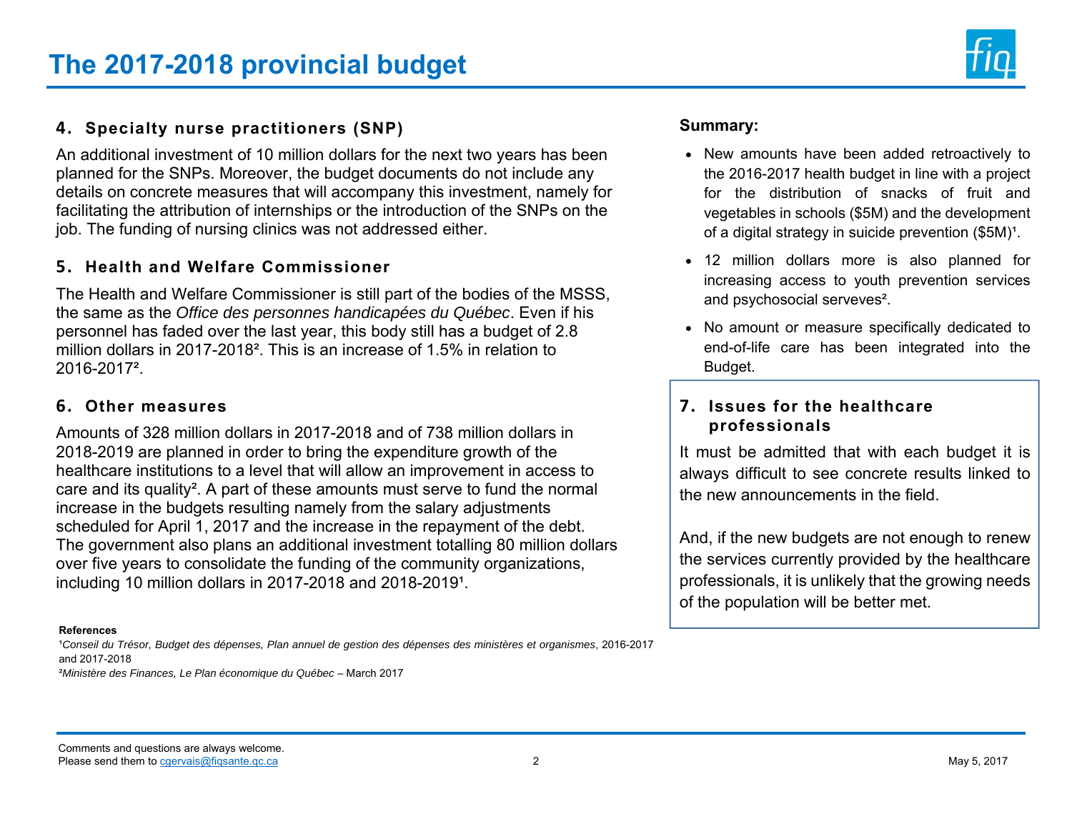# The 2017-2018 provincial budget

## 4. Specialty nurse practitioners (SNP)

An additional investment of 10 million dollars for the next two years has been planned for the SNPs. Moreover, the budget documents do not include any details on concrete measures that will accompany this investment, namely for facilitating the attribution of internships or the introduction of the SNPs on the job. The funding of nursing clinics was not addressed either.

## 5. Health and Welfare Commissioner

The Health and Welfare Commissioner is still part of the bodies of the MSSS, the same as the *Office des personnes handicapées du Québec*. Even if his personnel has faded over the last year, this body still has a budget of 2.8 million dollars in 2017-2018[2]. This is an increase of 1.5% in relation to 2016-2017[2].

## 6. Other measures

Amounts of 328 million dollars in 2017-2018 and of 738 million dollars in 2018-2019 are planned in order to bring the expenditure growth of the healthcare institutions to a level that will allow an improvement in access to care and its quality[2]. A part of these amounts must serve to fund the normal increase in the budgets resulting namely from the salary adjustments scheduled for April 1, 2017 and the increase in the repayment of the debt. The government also plans an additional investment totalling 80 million dollars over five years to consolidate the funding of the community organizations, including 10 million dollars in 2017-2018 and 2018-2019[1].

**Summary:**

- New amounts have been added retroactively to the 2016-2017 health budget in line with a project for the distribution of snacks of fruit and vegetables in schools ($5M) and the development of a digital strategy in suicide prevention ($5M)[1].
- 12 million dollars more is also planned for increasing access to youth prevention services and psychosocial serveves[2].
- No amount or measure specifically dedicated to end-of-life care has been integrated into the Budget.

## 7. Issues for the healthcare professionals

It must be admitted that with each budget it is always difficult to see concrete results linked to the new announcements in the field.

And, if the new budgets are not enough to renew the services currently provided by the healthcare professionals, it is unlikely that the growing needs of the population will be better met.

**References**

[1]*Conseil du Trésor, Budget des dépenses, Plan annuel de gestion des dépenses des ministères et organismes*, 2016-2017 and 2017-2018

[2]*Ministère des Finances, Le Plan économique du Québec* – March 2017

Comments and questions are always welcome.
Please send them to cgervais@fiqsante.qc.ca

May 5, 2017